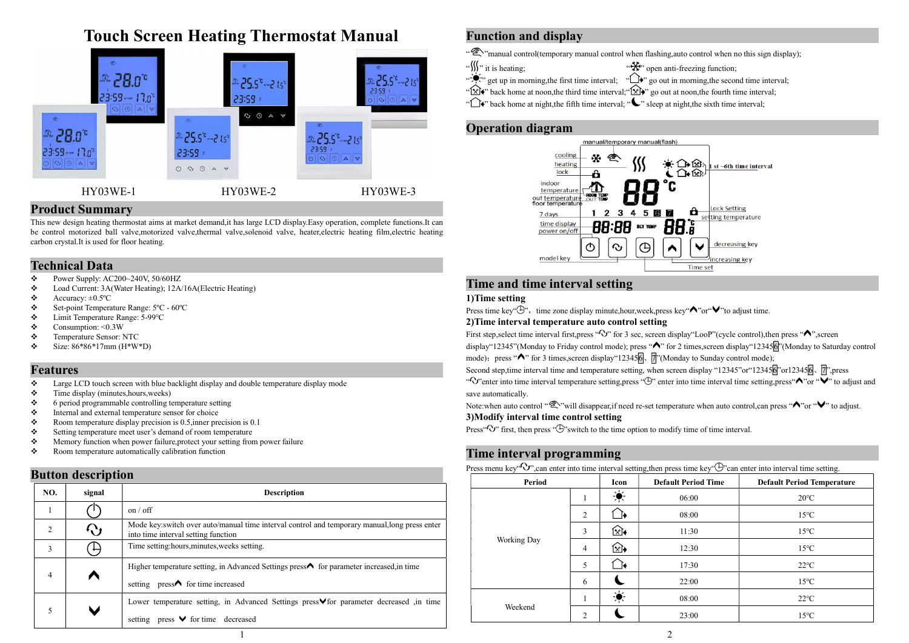# Touch Screen Heating Thermostat Manual

HY03WE-1 HY03WE-2 HY03WE-3

## Product Summary

This new design heating thermostat aims at market demand,it has large LCD display.Easy operation, complete functions.It can be control motorized ball valve,motorized valve,thermal valve,solenoid valve, heater,electric heating film,electric heating carbon crystal.It is used for floor heating.

## Technical Data

- Power Supply: AC200~240V, 50/60HZ
- Load Current: 3A(Water Heating); 12A/16A(Electric Heating)
- Accuracy: ±0.5ºC
- Set-point Temperature Range: 5ºC - 60ºC
- Limit Temperature Range: 5-99ºC
- Consumption: <0.3W
- Temperature Sensor: NTC
- Size: 86*86*17mm (H*W*D)

## Features

- Large LCD touch screen with blue backlight display and double temperature display mode
- Time display (minutes,hours,weeks)
- 6 period programmable controlling temperature setting
- Internal and external temperature sensor for choice
- Room temperature display precision is 0.5,inner precision is 0.1
- Setting temperature meet user's demand of room temperature
- Memory function when power failure,protect your setting from power failure
- Room temperature automatically calibration function

## Button description

| NO. | signal | Description |
|---|---|---|
| 1 | ⏻ | on / off |
| 2 | ↻ | Mode key:switch over auto/manual time interval control and temporary manual,long press enter into time interval setting function |
| 3 | 🕒 | Time setting:hours,minutes,weeks setting. |
| 4 | ∧ | Higher temperature setting, in Advanced Settings press∧ for parameter increased,in time setting press∧ for time increased |
| 5 | ∨ | Lower temperature setting, in Advanced Settings press∨for parameter decreased ,in time setting press ∨ for time decreased |

## Function and display

"✋"manual control(temporary manual control when flashing,auto control when no this sign display);

"≋" it is heating; "❄" open anti-freezing function;

"☀" get up in morning,the first time interval; "⌂" go out in morning,the second time interval;

"⌂" back home at noon,the third time interval; "⌂" go out at noon,the fourth time interval;

"⌂" back home at night,the fifth time interval; "☾" sleep at night,the sixth time interval;

## Operation diagram

manual/temporary manual(flash); cooling; heating; lock; indoor temperature; out temperature; floor temperature; 7 days; time display; power on/off; model key; 1 st ~6th time interval; Lock Setting; setting temperature; decreasing key; increasing key; Time set

## Time and time interval setting

### 1)Time setting

Press time key"🕒", time zone display minute,hour,week,press key"∧"or"∨"to adjust time.

### 2)Time interval temperature auto control setting

First step,select time interval first,press "↻" for 3 sec, screen display"LooP"(cycle control),then press "∧",screen display"12345"(Monday to Friday control mode); press "∧" for 2 times,screen display"123456"(Monday to Saturday control mode); press "∧" for 3 times,screen display"123456、7"(Monday to Sunday control mode);

Second step,time interval time and temperature setting, when screen display "12345"or"123456"or123456、7",press "↻"enter into time interval temperature setting,press "🕒" enter into time interval time setting,press"∧"or "∨" to adjust and save automatically.

Note:when auto control "✋"will disappear,if need re-set temperature when auto control,can press "∧"or "∨" to adjust.

### 3)Modify interval time control setting

Press"↻" first, then press "🕒"switch to the time option to modify time of time interval.

## Time interval programming

Press menu key"↻",can enter into time interval setting,then press time key"🕒"can enter into interval time setting.

| Period | | Icon | Default Period Time | Default Period Temperature |
|---|---|---|---|---|
| Working Day | 1 | ☀ | 06:00 | 20ºC |
| | 2 | ⌂ | 08:00 | 15ºC |
| | 3 | ⌂ | 11:30 | 15ºC |
| | 4 | ⌂ | 12:30 | 15ºC |
| | 5 | ⌂ | 17:30 | 22ºC |
| | 6 | ☾ | 22:00 | 15ºC |
| Weekend | 1 | ☀ | 08:00 | 22ºC |
| | 2 | ☾ | 23:00 | 15ºC |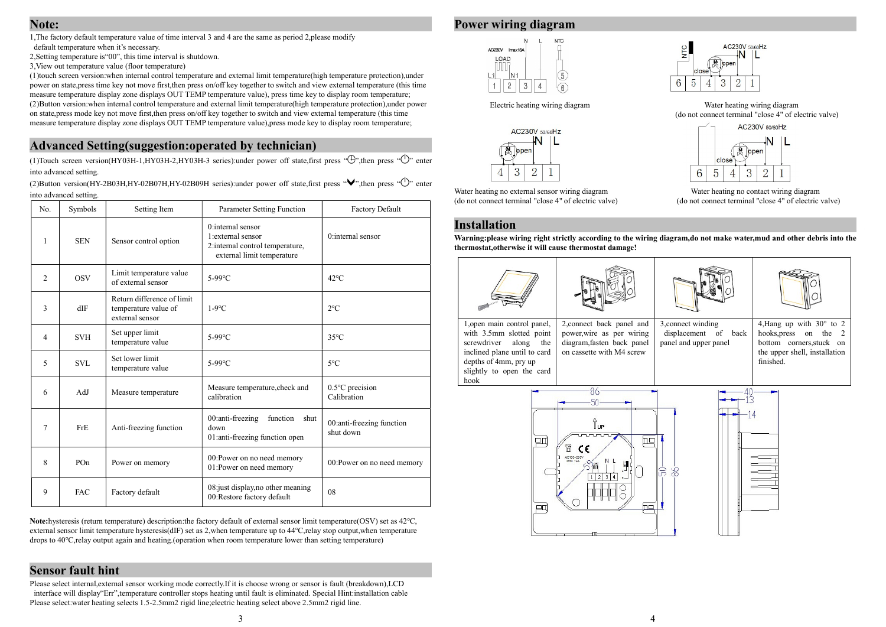## Note:

1,The factory default temperature value of time interval 3 and 4 are the same as period 2,please modify default temperature when it's necessary.

2,Setting temperature is"00", this time interval is shutdown.

3,View out temperature value (floor temperature)

(1)touch screen version:when internal control temperature and external limit temperature(high temperature protection),under power on state,press time key not move first,then press on/off key together to switch and view external temperature (this time measure temperature display zone displays OUT TEMP temperature value), press time key to display room temperature;

(2)Button version:when internal control temperature and external limit temperature(high temperature protection),under power on state,press mode key not move first,then press on/off key together to switch and view external temperature (this time measure temperature display zone displays OUT TEMP temperature value),press mode key to display room temperature;

## Advanced Setting(suggestion:operated by technician)

(1)Touch screen version(HY03H-1,HY03H-2,HY03H-3 series):under power off state,first press "⏲",then press "⏻" enter into advanced setting.

(2)Button version(HY-2B03H,HY-02B07H,HY-02B09H series):under power off state,first press "✔",then press "⏻" enter into advanced setting.

| No. | Symbols | Setting Item | Parameter Setting Function | Factory Default |
|---|---|---|---|---|
| 1 | SEN | Sensor control option | 0:internal sensor<br>1:external sensor<br>2:internal control temperature, external limit temperature | 0:internal sensor |
| 2 | OSV | Limit temperature value of external sensor | 5-99°C | 42°C |
| 3 | dIF | Return difference of limit temperature value of external sensor | 1-9°C | 2°C |
| 4 | SVH | Set upper limit temperature value | 5-99°C | 35°C |
| 5 | SVL | Set lower limit temperature value | 5-99°C | 5°C |
| 6 | AdJ | Measure temperature | Measure temperature,check and calibration | 0.5°C precision Calibration |
| 7 | FrE | Anti-freezing function | 00:anti-freezing function shut down<br>01:anti-freezing function open | 00:anti-freezing function shut down |
| 8 | POn | Power on memory | 00:Power on no need memory<br>01:Power on need memory | 00:Power on no need memory |
| 9 | FAC | Factory default | 08:just display,no other meaning<br>00:Restore factory default | 08 |

**Note:**hysteresis (return temperature) description:the factory default of external sensor limit temperature(OSV) set as 42°C, external sensor limit temperature hysteresis(dIF) set as 2,when temperature up to 44°C,relay stop output,when temperature drops to 40°C,relay output again and heating.(operation when room temperature lower than setting temperature)

## Sensor fault hint

Please select internal,external sensor working mode correctly.If it is choose wrong or sensor is fault (breakdown),LCD interface will display"Err",temperature controller stops heating until fault is eliminated. Special Hint:installation cable Please select:water heating selects 1.5-2.5mm2 rigid line;electric heating select above 2.5mm2 rigid line.

## Power wiring diagram

N L NTC
AC230V Imax16A
LOAD
L1 N1
1 2 3 4 5 6

Electric heating wiring diagram

NTC AC230V 50/60Hz N L
open close
6 5 4 3 2 1

Water heating wiring diagram
(do not connect terminal "close 4" of electric valve)

AC230V 50/60Hz N L
open
4 3 2 1

Water heating no external sensor wiring diagram
(do not connect terminal "close 4" of electric valve)

AC230V 50/60Hz N L
open close
6 5 4 3 2 1

Water heating no contact wiring diagram
(do not connect terminal "close 4" of electric valve)

## Installation

**Warning:please wiring right strictly according to the wiring diagram,do not make water,mud and other debris into the thermostat,otherwise it will cause thermostat damage!**

| | | | |
|---|---|---|---|
| 1,open main control panel, with 3.5mm slotted point screwdriver along the inclined plane until to card depths of 4mm, pry up slightly to open the card hook | 2,connect back panel and power,wire as per wiring diagram,fasten back panel on cassette with M4 screw | 3,connect winding displacement of back panel and upper panel | 4,Hang up with 30° to 2 hooks,press on the 2 bottom corners,stuck on the upper shell, installation finished. |

86
50
UP
AC100-250V
N L
1 2 3 4
50
86

40
13
14